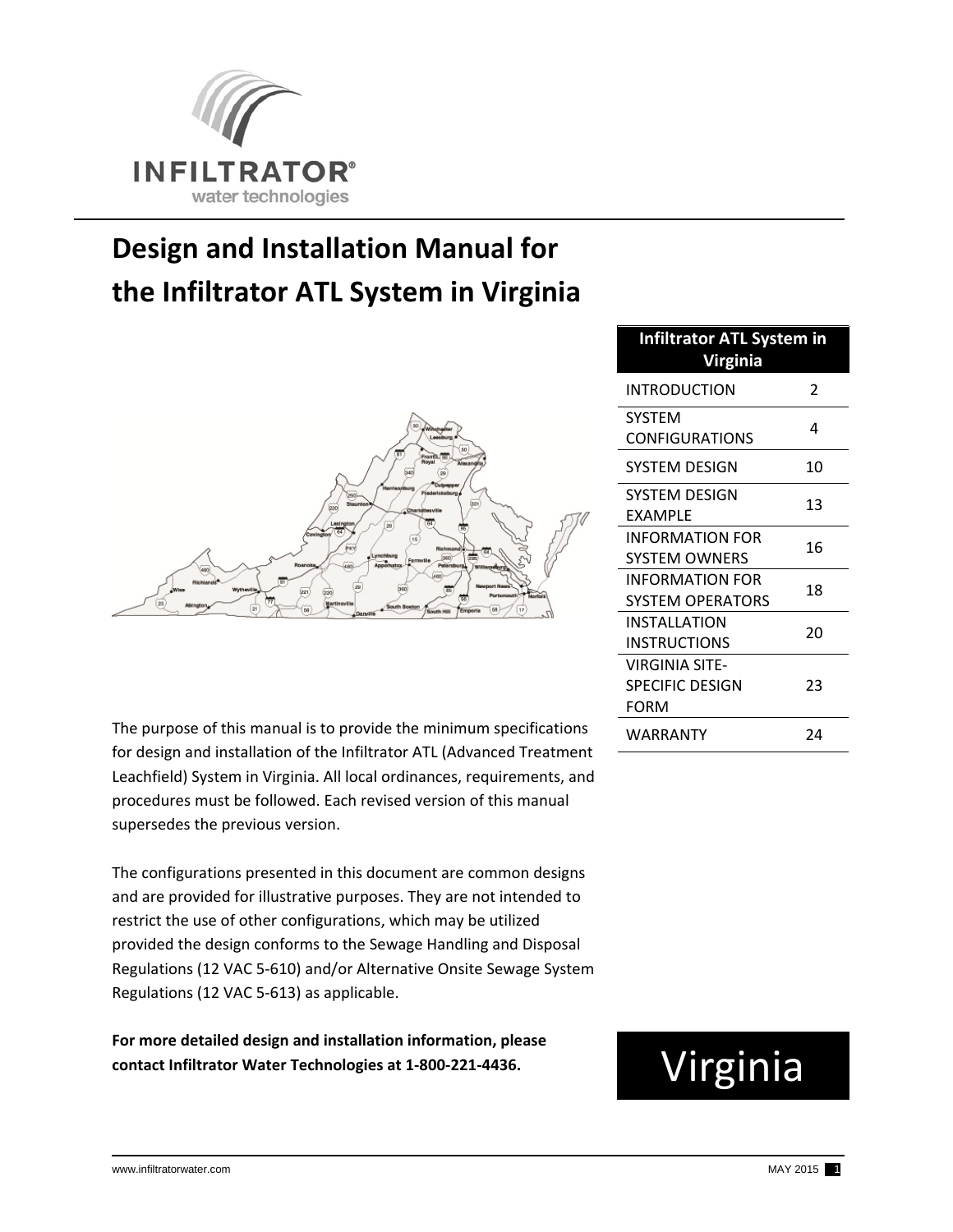INFILTRATOR®
water technologies

# Design and Installation Manual for the Infiltrator ATL System in Virginia

| Infiltrator ATL System in Virginia | |
|---|---|
| INTRODUCTION | 2 |
| SYSTEM CONFIGURATIONS | 4 |
| SYSTEM DESIGN | 10 |
| SYSTEM DESIGN EXAMPLE | 13 |
| INFORMATION FOR SYSTEM OWNERS | 16 |
| INFORMATION FOR SYSTEM OPERATORS | 18 |
| INSTALLATION INSTRUCTIONS | 20 |
| VIRGINIA SITE-SPECIFIC DESIGN FORM | 23 |
| WARRANTY | 24 |

The purpose of this manual is to provide the minimum specifications for design and installation of the Infiltrator ATL (Advanced Treatment Leachfield) System in Virginia. All local ordinances, requirements, and procedures must be followed. Each revised version of this manual supersedes the previous version.

The configurations presented in this document are common designs and are provided for illustrative purposes. They are not intended to restrict the use of other configurations, which may be utilized provided the design conforms to the Sewage Handling and Disposal Regulations (12 VAC 5-610) and/or Alternative Onsite Sewage System Regulations (12 VAC 5-613) as applicable.

**For more detailed design and installation information, please contact Infiltrator Water Technologies at 1-800-221-4436.**

Virginia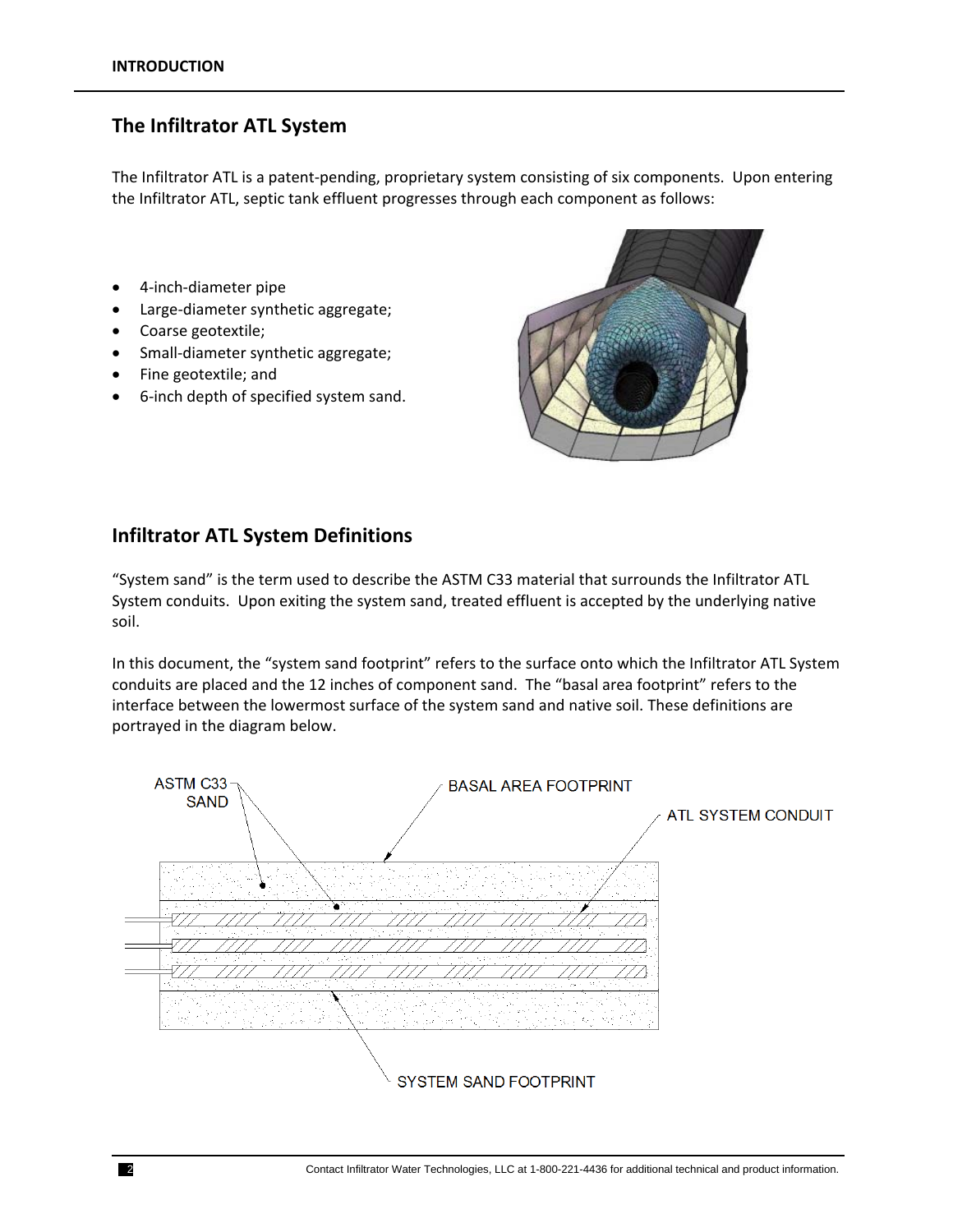## The Infiltrator ATL System

The Infiltrator ATL is a patent-pending, proprietary system consisting of six components. Upon entering the Infiltrator ATL, septic tank effluent progresses through each component as follows:

- 4-inch-diameter pipe
- Large-diameter synthetic aggregate;
- Coarse geotextile;
- Small-diameter synthetic aggregate;
- Fine geotextile; and
- 6-inch depth of specified system sand.

## Infiltrator ATL System Definitions

"System sand" is the term used to describe the ASTM C33 material that surrounds the Infiltrator ATL System conduits. Upon exiting the system sand, treated effluent is accepted by the underlying native soil.

In this document, the "system sand footprint" refers to the surface onto which the Infiltrator ATL System conduits are placed and the 12 inches of component sand. The "basal area footprint" refers to the interface between the lowermost surface of the system sand and native soil. These definitions are portrayed in the diagram below.

ASTM C33 SAND

BASAL AREA FOOTPRINT

ATL SYSTEM CONDUIT

SYSTEM SAND FOOTPRINT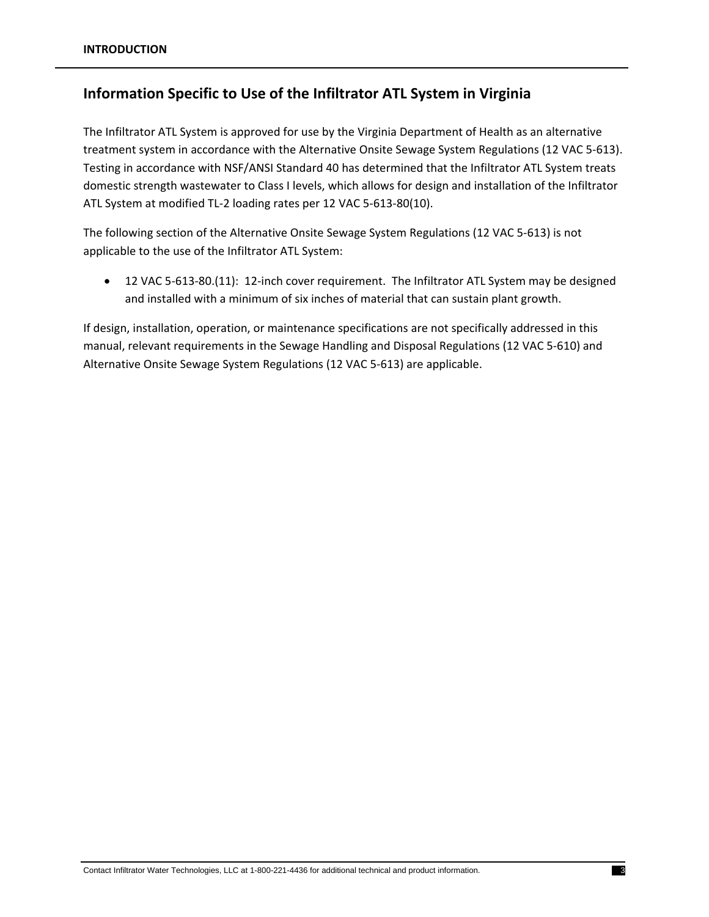## Information Specific to Use of the Infiltrator ATL System in Virginia

The Infiltrator ATL System is approved for use by the Virginia Department of Health as an alternative treatment system in accordance with the Alternative Onsite Sewage System Regulations (12 VAC 5-613). Testing in accordance with NSF/ANSI Standard 40 has determined that the Infiltrator ATL System treats domestic strength wastewater to Class I levels, which allows for design and installation of the Infiltrator ATL System at modified TL-2 loading rates per 12 VAC 5-613-80(10).

The following section of the Alternative Onsite Sewage System Regulations (12 VAC 5-613) is not applicable to the use of the Infiltrator ATL System:

- 12 VAC 5-613-80.(11): 12-inch cover requirement. The Infiltrator ATL System may be designed and installed with a minimum of six inches of material that can sustain plant growth.

If design, installation, operation, or maintenance specifications are not specifically addressed in this manual, relevant requirements in the Sewage Handling and Disposal Regulations (12 VAC 5-610) and Alternative Onsite Sewage System Regulations (12 VAC 5-613) are applicable.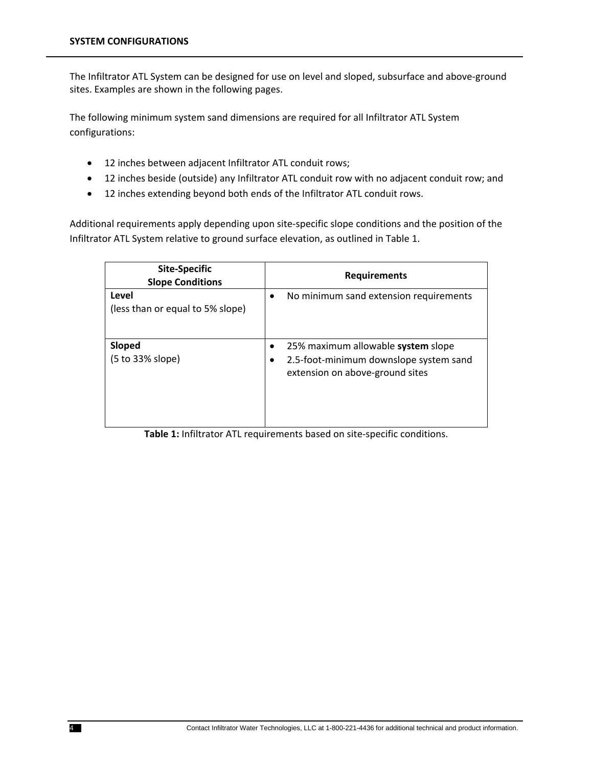## SYSTEM CONFIGURATIONS

The Infiltrator ATL System can be designed for use on level and sloped, subsurface and above-ground sites. Examples are shown in the following pages.

The following minimum system sand dimensions are required for all Infiltrator ATL System configurations:

- 12 inches between adjacent Infiltrator ATL conduit rows;
- 12 inches beside (outside) any Infiltrator ATL conduit row with no adjacent conduit row; and
- 12 inches extending beyond both ends of the Infiltrator ATL conduit rows.

Additional requirements apply depending upon site-specific slope conditions and the position of the Infiltrator ATL System relative to ground surface elevation, as outlined in Table 1.

| Site-Specific Slope Conditions | Requirements |
|---|---|
| **Level** (less than or equal to 5% slope) | • No minimum sand extension requirements |
| **Sloped** (5 to 33% slope) | • 25% maximum allowable **system** slope<br>• 2.5-foot-minimum downslope system sand extension on above-ground sites |

**Table 1:** Infiltrator ATL requirements based on site-specific conditions.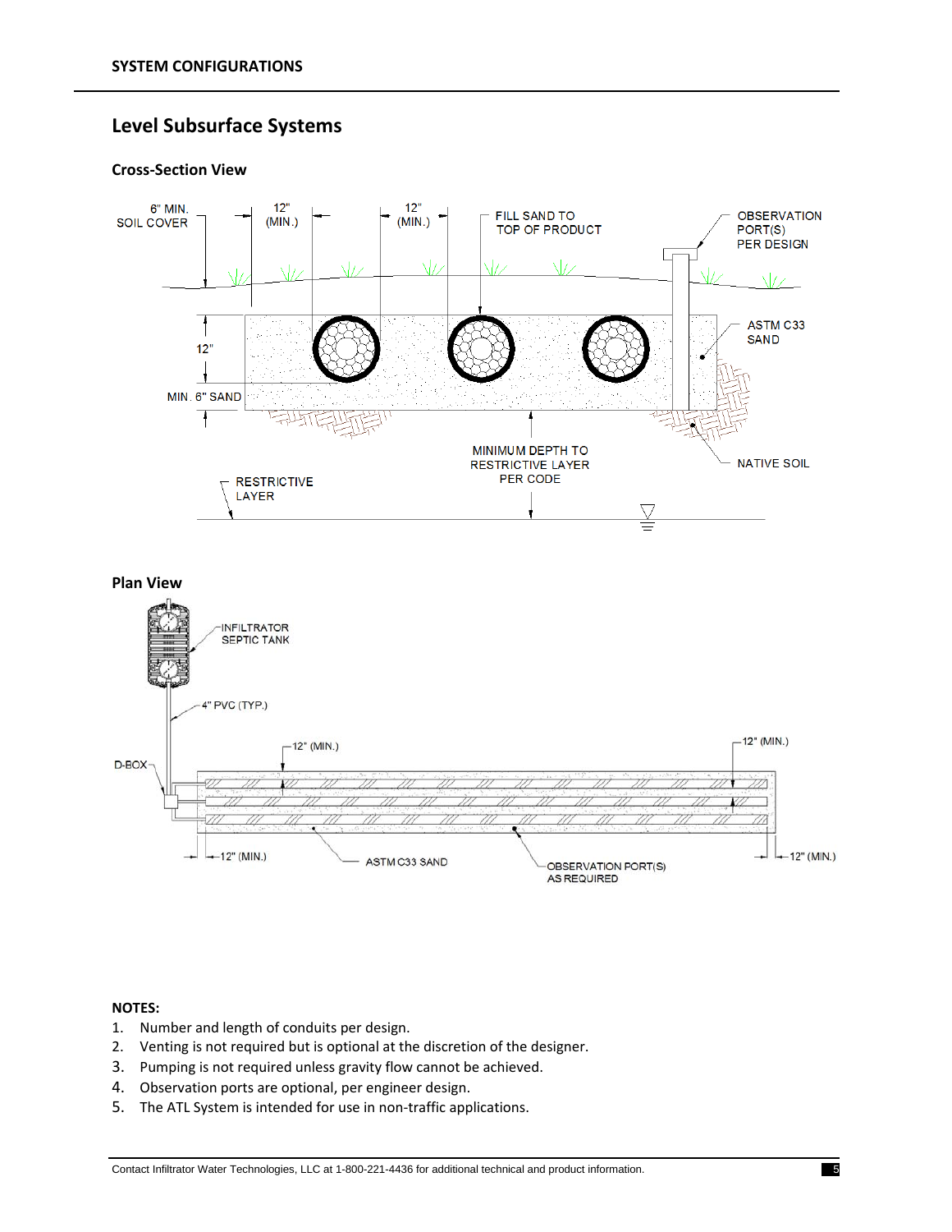## Level Subsurface Systems

### Cross-Section View

6" MIN. SOIL COVER

12" (MIN.)

12" (MIN.)

FILL SAND TO TOP OF PRODUCT

OBSERVATION PORT(S) PER DESIGN

12"

ASTM C33 SAND

MIN. 6" SAND

MINIMUM DEPTH TO RESTRICTIVE LAYER PER CODE

NATIVE SOIL

RESTRICTIVE LAYER

### Plan View

INFILTRATOR SEPTIC TANK

4" PVC (TYP.)

12" (MIN.)

12" (MIN.)

D-BOX

12" (MIN.)

ASTM C33 SAND

OBSERVATION PORT(S) AS REQUIRED

12" (MIN.)

**NOTES:**

1. Number and length of conduits per design.
2. Venting is not required but is optional at the discretion of the designer.
3. Pumping is not required unless gravity flow cannot be achieved.
4. Observation ports are optional, per engineer design.
5. The ATL System is intended for use in non-traffic applications.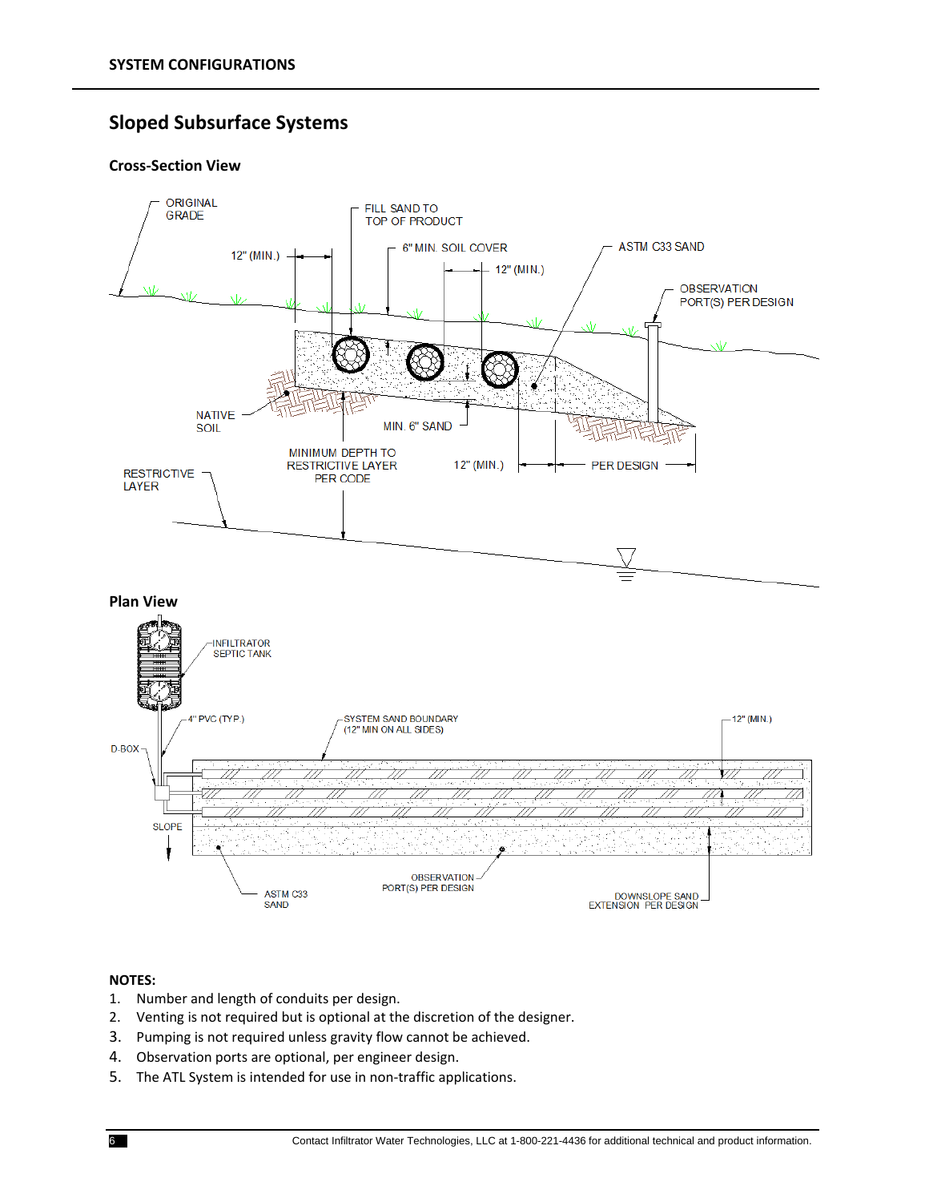## Sloped Subsurface Systems

### Cross-Section View

ORIGINAL GRADE

FILL SAND TO TOP OF PRODUCT

12" (MIN.)

6" MIN. SOIL COVER

12" (MIN.)

ASTM C33 SAND

OBSERVATION PORT(S) PER DESIGN

NATIVE SOIL

MIN. 6" SAND

MINIMUM DEPTH TO RESTRICTIVE LAYER PER CODE

12" (MIN.)

PER DESIGN

RESTRICTIVE LAYER

### Plan View

INFILTRATOR SEPTIC TANK

4" PVC (TYP.)

SYSTEM SAND BOUNDARY (12" MIN ON ALL SIDES)

12" (MIN.)

D-BOX

SLOPE

ASTM C33 SAND

OBSERVATION PORT(S) PER DESIGN

DOWNSLOPE SAND EXTENSION PER DESIGN

**NOTES:**

1. Number and length of conduits per design.
2. Venting is not required but is optional at the discretion of the designer.
3. Pumping is not required unless gravity flow cannot be achieved.
4. Observation ports are optional, per engineer design.
5. The ATL System is intended for use in non-traffic applications.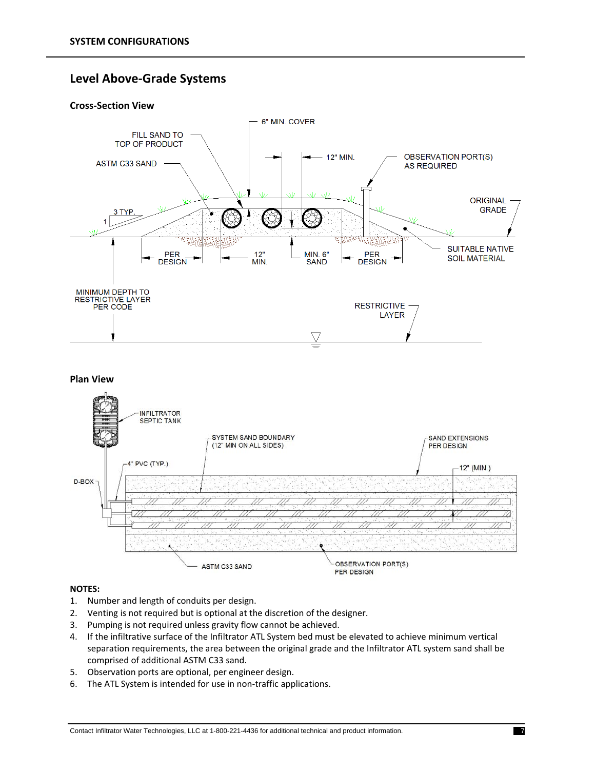## SYSTEM CONFIGURATIONS

# Level Above-Grade Systems

### Cross-Section View

### Plan View

**NOTES:**

1. Number and length of conduits per design.
2. Venting is not required but is optional at the discretion of the designer.
3. Pumping is not required unless gravity flow cannot be achieved.
4. If the infiltrative surface of the Infiltrator ATL System bed must be elevated to achieve minimum vertical separation requirements, the area between the original grade and the Infiltrator ATL system sand shall be comprised of additional ASTM C33 sand.
5. Observation ports are optional, per engineer design.
6. The ATL System is intended for use in non-traffic applications.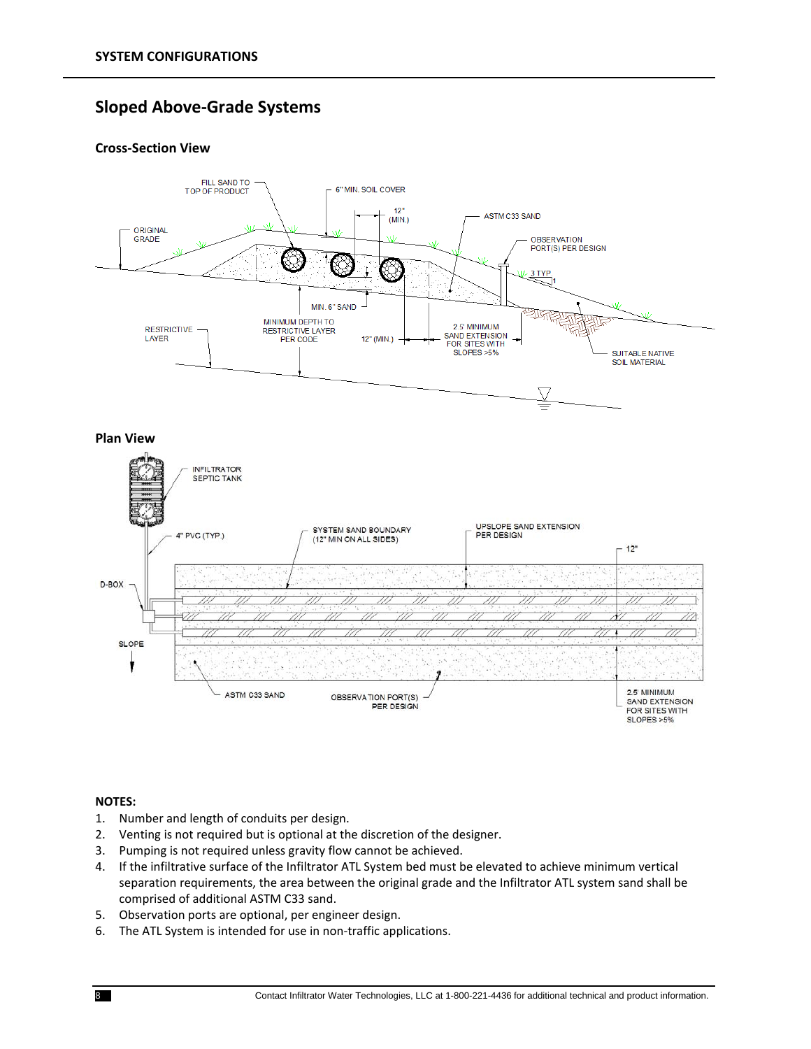## Sloped Above-Grade Systems

### Cross-Section View

### Plan View

**NOTES:**

1. Number and length of conduits per design.
2. Venting is not required but is optional at the discretion of the designer.
3. Pumping is not required unless gravity flow cannot be achieved.
4. If the infiltrative surface of the Infiltrator ATL System bed must be elevated to achieve minimum vertical separation requirements, the area between the original grade and the Infiltrator ATL system sand shall be comprised of additional ASTM C33 sand.
5. Observation ports are optional, per engineer design.
6. The ATL System is intended for use in non-traffic applications.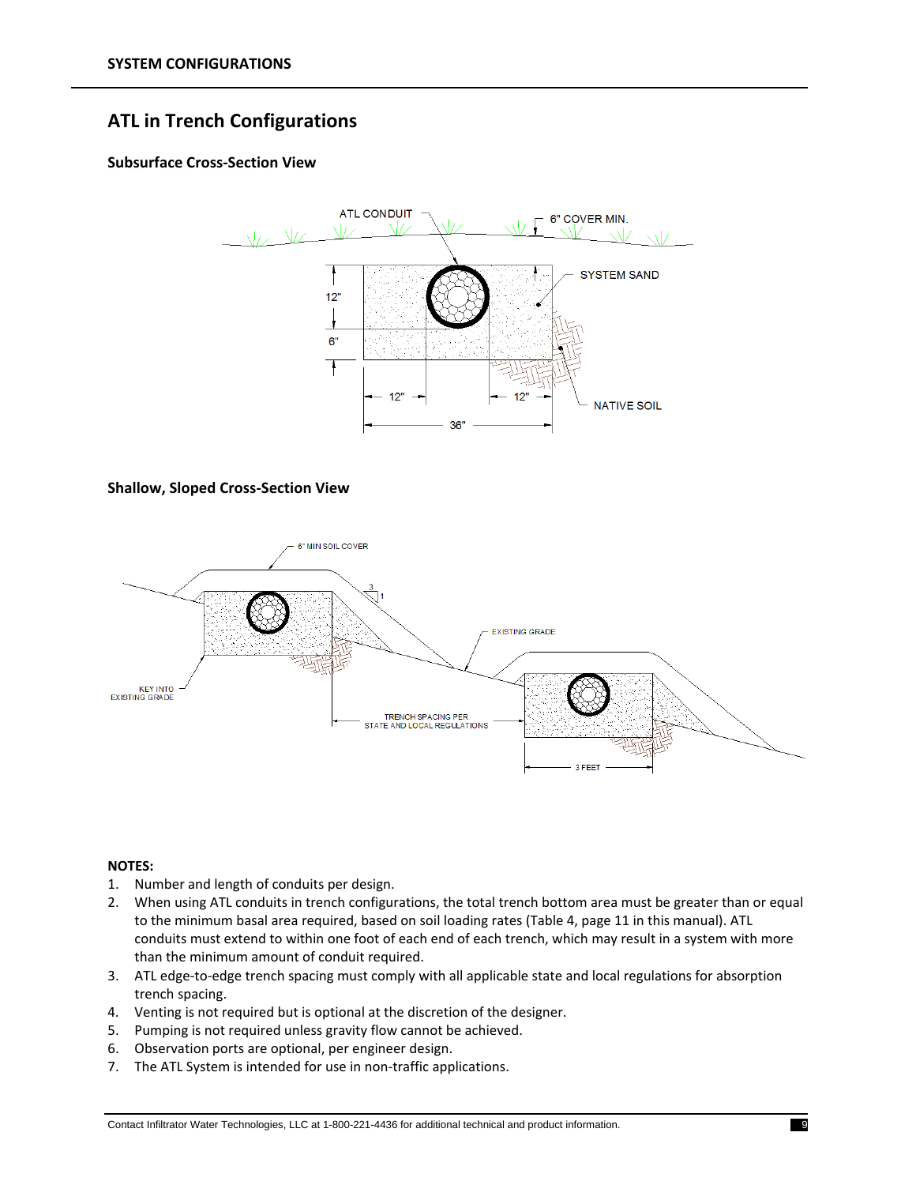## ATL in Trench Configurations

### Subsurface Cross-Section View

### Shallow, Sloped Cross-Section View

**NOTES:**

1. Number and length of conduits per design.
2. When using ATL conduits in trench configurations, the total trench bottom area must be greater than or equal to the minimum basal area required, based on soil loading rates (Table 4, page 11 in this manual). ATL conduits must extend to within one foot of each end of each trench, which may result in a system with more than the minimum amount of conduit required.
3. ATL edge-to-edge trench spacing must comply with all applicable state and local regulations for absorption trench spacing.
4. Venting is not required but is optional at the discretion of the designer.
5. Pumping is not required unless gravity flow cannot be achieved.
6. Observation ports are optional, per engineer design.
7. The ATL System is intended for use in non-traffic applications.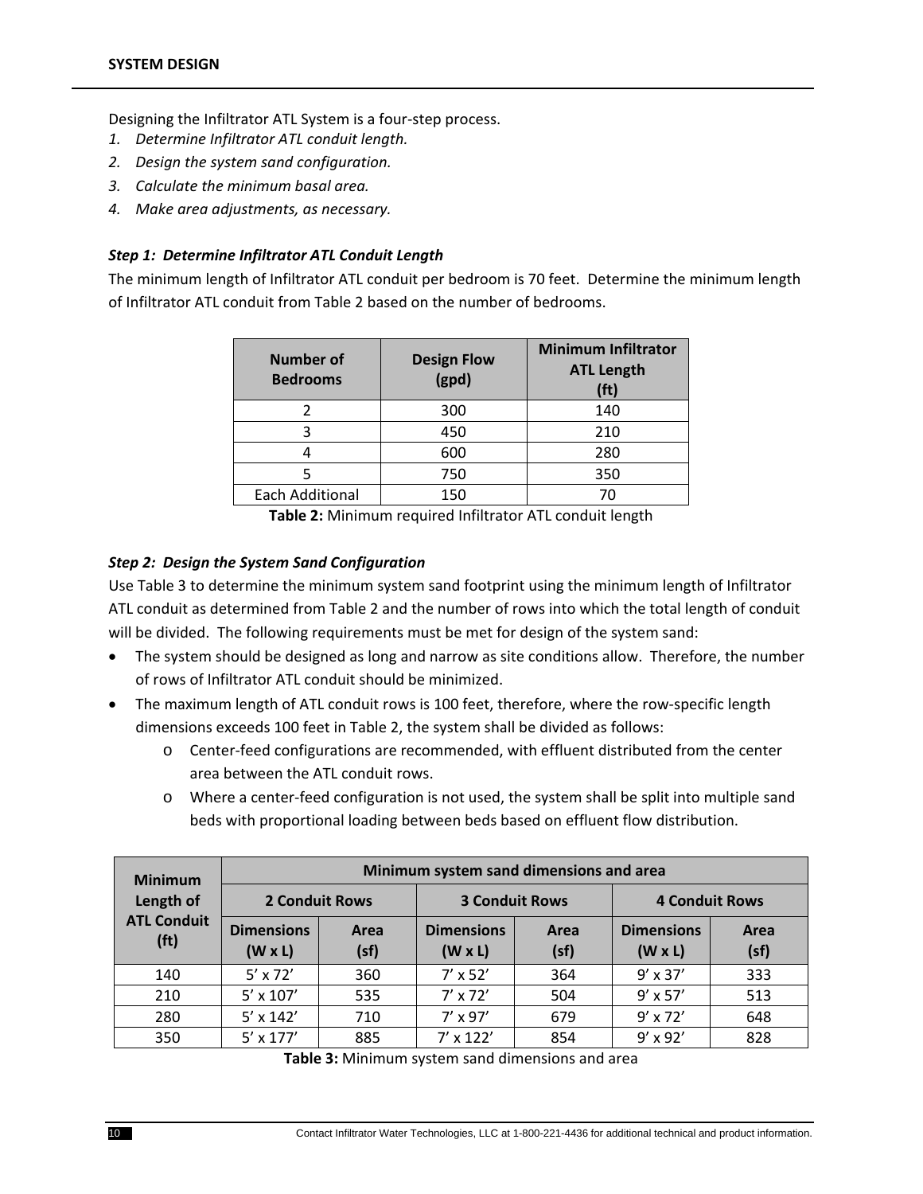## SYSTEM DESIGN

Designing the Infiltrator ATL System is a four-step process.

1. *Determine Infiltrator ATL conduit length.*
2. *Design the system sand configuration.*
3. *Calculate the minimum basal area.*
4. *Make area adjustments, as necessary.*

### *Step 1: Determine Infiltrator ATL Conduit Length*

The minimum length of Infiltrator ATL conduit per bedroom is 70 feet. Determine the minimum length of Infiltrator ATL conduit from Table 2 based on the number of bedrooms.

| Number of Bedrooms | Design Flow (gpd) | Minimum Infiltrator ATL Length (ft) |
|---|---|---|
| 2 | 300 | 140 |
| 3 | 450 | 210 |
| 4 | 600 | 280 |
| 5 | 750 | 350 |
| Each Additional | 150 | 70 |

**Table 2:** Minimum required Infiltrator ATL conduit length

### *Step 2: Design the System Sand Configuration*

Use Table 3 to determine the minimum system sand footprint using the minimum length of Infiltrator ATL conduit as determined from Table 2 and the number of rows into which the total length of conduit will be divided. The following requirements must be met for design of the system sand:

- The system should be designed as long and narrow as site conditions allow. Therefore, the number of rows of Infiltrator ATL conduit should be minimized.
- The maximum length of ATL conduit rows is 100 feet, therefore, where the row-specific length dimensions exceeds 100 feet in Table 2, the system shall be divided as follows:
  - Center-feed configurations are recommended, with effluent distributed from the center area between the ATL conduit rows.
  - Where a center-feed configuration is not used, the system shall be split into multiple sand beds with proportional loading between beds based on effluent flow distribution.

| Minimum Length of ATL Conduit (ft) | Minimum system sand dimensions and area | | | | | |
|---|---|---|---|---|---|---|
| | 2 Conduit Rows | | 3 Conduit Rows | | 4 Conduit Rows | |
| | Dimensions (W x L) | Area (sf) | Dimensions (W x L) | Area (sf) | Dimensions (W x L) | Area (sf) |
| 140 | 5' x 72' | 360 | 7' x 52' | 364 | 9' x 37' | 333 |
| 210 | 5' x 107' | 535 | 7' x 72' | 504 | 9' x 57' | 513 |
| 280 | 5' x 142' | 710 | 7' x 97' | 679 | 9' x 72' | 648 |
| 350 | 5' x 177' | 885 | 7' x 122' | 854 | 9' x 92' | 828 |

**Table 3:** Minimum system sand dimensions and area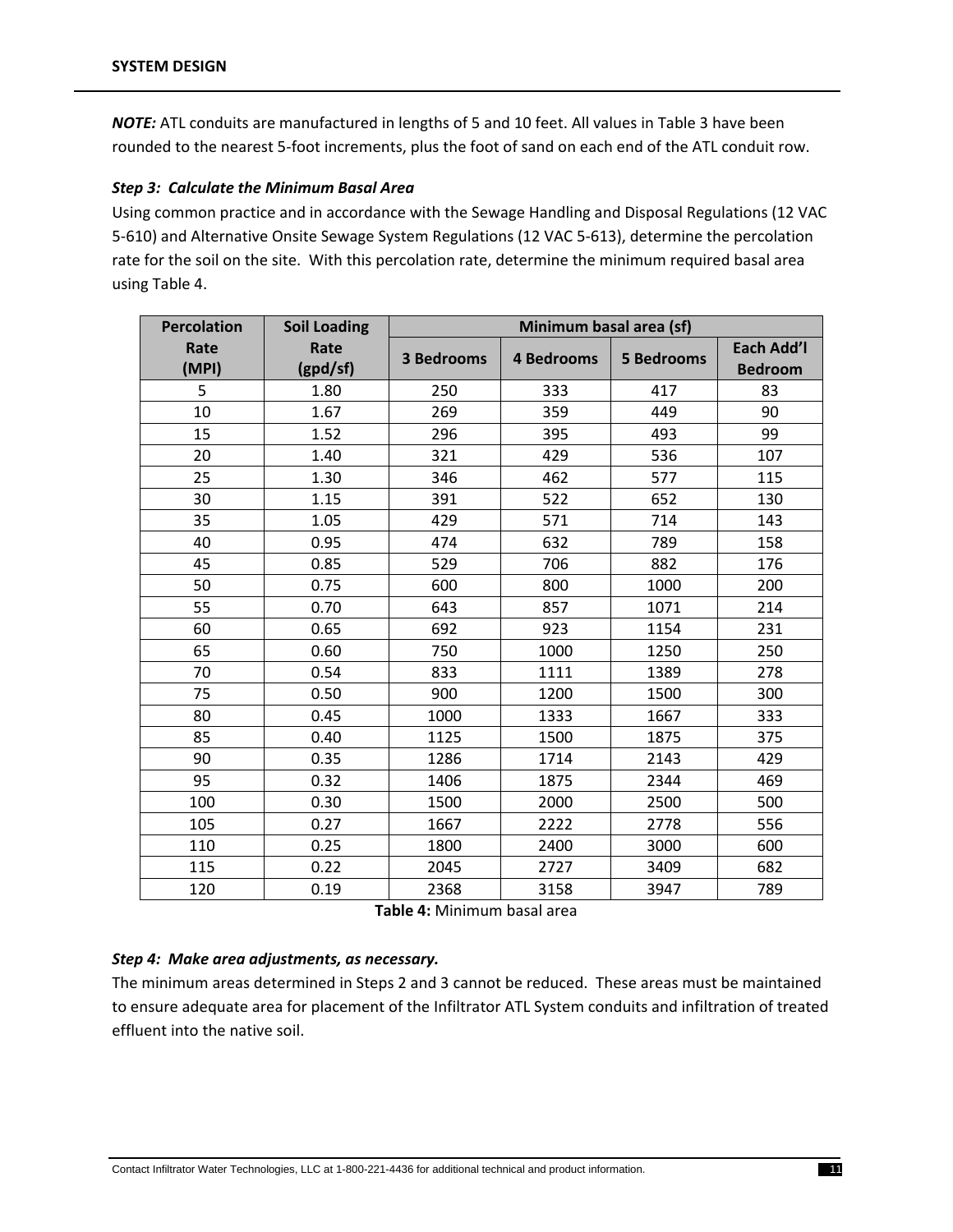**SYSTEM DESIGN**

***NOTE:*** ATL conduits are manufactured in lengths of 5 and 10 feet. All values in Table 3 have been rounded to the nearest 5-foot increments, plus the foot of sand on each end of the ATL conduit row.

***Step 3: Calculate the Minimum Basal Area***

Using common practice and in accordance with the Sewage Handling and Disposal Regulations (12 VAC 5-610) and Alternative Onsite Sewage System Regulations (12 VAC 5-613), determine the percolation rate for the soil on the site. With this percolation rate, determine the minimum required basal area using Table 4.

| Percolation Rate (MPI) | Soil Loading Rate (gpd/sf) | Minimum basal area (sf) | | | |
|---|---|---|---|---|---|
| | | 3 Bedrooms | 4 Bedrooms | 5 Bedrooms | Each Add'l Bedroom |
| 5 | 1.80 | 250 | 333 | 417 | 83 |
| 10 | 1.67 | 269 | 359 | 449 | 90 |
| 15 | 1.52 | 296 | 395 | 493 | 99 |
| 20 | 1.40 | 321 | 429 | 536 | 107 |
| 25 | 1.30 | 346 | 462 | 577 | 115 |
| 30 | 1.15 | 391 | 522 | 652 | 130 |
| 35 | 1.05 | 429 | 571 | 714 | 143 |
| 40 | 0.95 | 474 | 632 | 789 | 158 |
| 45 | 0.85 | 529 | 706 | 882 | 176 |
| 50 | 0.75 | 600 | 800 | 1000 | 200 |
| 55 | 0.70 | 643 | 857 | 1071 | 214 |
| 60 | 0.65 | 692 | 923 | 1154 | 231 |
| 65 | 0.60 | 750 | 1000 | 1250 | 250 |
| 70 | 0.54 | 833 | 1111 | 1389 | 278 |
| 75 | 0.50 | 900 | 1200 | 1500 | 300 |
| 80 | 0.45 | 1000 | 1333 | 1667 | 333 |
| 85 | 0.40 | 1125 | 1500 | 1875 | 375 |
| 90 | 0.35 | 1286 | 1714 | 2143 | 429 |
| 95 | 0.32 | 1406 | 1875 | 2344 | 469 |
| 100 | 0.30 | 1500 | 2000 | 2500 | 500 |
| 105 | 0.27 | 1667 | 2222 | 2778 | 556 |
| 110 | 0.25 | 1800 | 2400 | 3000 | 600 |
| 115 | 0.22 | 2045 | 2727 | 3409 | 682 |
| 120 | 0.19 | 2368 | 3158 | 3947 | 789 |

**Table 4:** Minimum basal area

***Step 4: Make area adjustments, as necessary.***

The minimum areas determined in Steps 2 and 3 cannot be reduced. These areas must be maintained to ensure adequate area for placement of the Infiltrator ATL System conduits and infiltration of treated effluent into the native soil.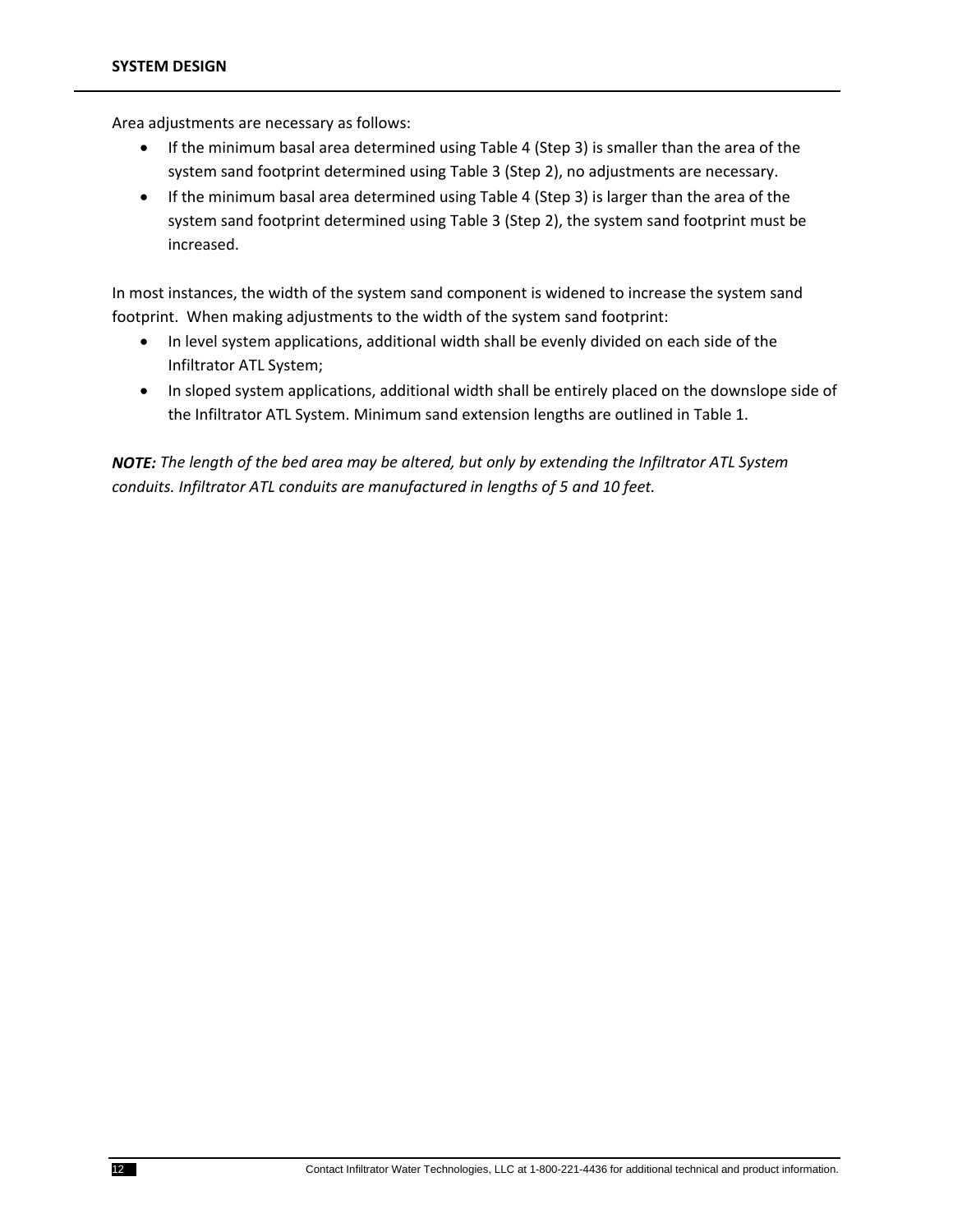Area adjustments are necessary as follows:

- If the minimum basal area determined using Table 4 (Step 3) is smaller than the area of the system sand footprint determined using Table 3 (Step 2), no adjustments are necessary.
- If the minimum basal area determined using Table 4 (Step 3) is larger than the area of the system sand footprint determined using Table 3 (Step 2), the system sand footprint must be increased.

In most instances, the width of the system sand component is widened to increase the system sand footprint. When making adjustments to the width of the system sand footprint:

- In level system applications, additional width shall be evenly divided on each side of the Infiltrator ATL System;
- In sloped system applications, additional width shall be entirely placed on the downslope side of the Infiltrator ATL System. Minimum sand extension lengths are outlined in Table 1.

***NOTE:*** *The length of the bed area may be altered, but only by extending the Infiltrator ATL System conduits. Infiltrator ATL conduits are manufactured in lengths of 5 and 10 feet.*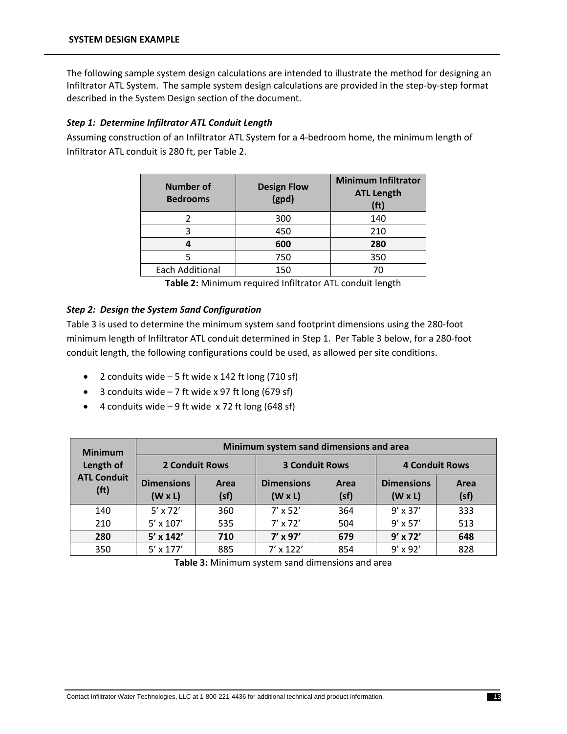## SYSTEM DESIGN EXAMPLE

The following sample system design calculations are intended to illustrate the method for designing an Infiltrator ATL System. The sample system design calculations are provided in the step-by-step format described in the System Design section of the document.

### *Step 1: Determine Infiltrator ATL Conduit Length*

Assuming construction of an Infiltrator ATL System for a 4-bedroom home, the minimum length of Infiltrator ATL conduit is 280 ft, per Table 2.

| Number of Bedrooms | Design Flow (gpd) | Minimum Infiltrator ATL Length (ft) |
|---|---|---|
| 2 | 300 | 140 |
| 3 | 450 | 210 |
| **4** | **600** | **280** |
| 5 | 750 | 350 |
| Each Additional | 150 | 70 |

**Table 2:** Minimum required Infiltrator ATL conduit length

### *Step 2: Design the System Sand Configuration*

Table 3 is used to determine the minimum system sand footprint dimensions using the 280-foot minimum length of Infiltrator ATL conduit determined in Step 1. Per Table 3 below, for a 280-foot conduit length, the following configurations could be used, as allowed per site conditions.

- 2 conduits wide – 5 ft wide x 142 ft long (710 sf)
- 3 conduits wide – 7 ft wide x 97 ft long (679 sf)
- 4 conduits wide – 9 ft wide x 72 ft long (648 sf)

| Minimum Length of ATL Conduit (ft) | Minimum system sand dimensions and area | | | | | |
|---|---|---|---|---|---|---|
| | 2 Conduit Rows | | 3 Conduit Rows | | 4 Conduit Rows | |
| | Dimensions (W x L) | Area (sf) | Dimensions (W x L) | Area (sf) | Dimensions (W x L) | Area (sf) |
| 140 | 5' x 72' | 360 | 7' x 52' | 364 | 9' x 37' | 333 |
| 210 | 5' x 107' | 535 | 7' x 72' | 504 | 9' x 57' | 513 |
| **280** | **5' x 142'** | **710** | **7' x 97'** | **679** | **9' x 72'** | **648** |
| 350 | 5' x 177' | 885 | 7' x 122' | 854 | 9' x 92' | 828 |

**Table 3:** Minimum system sand dimensions and area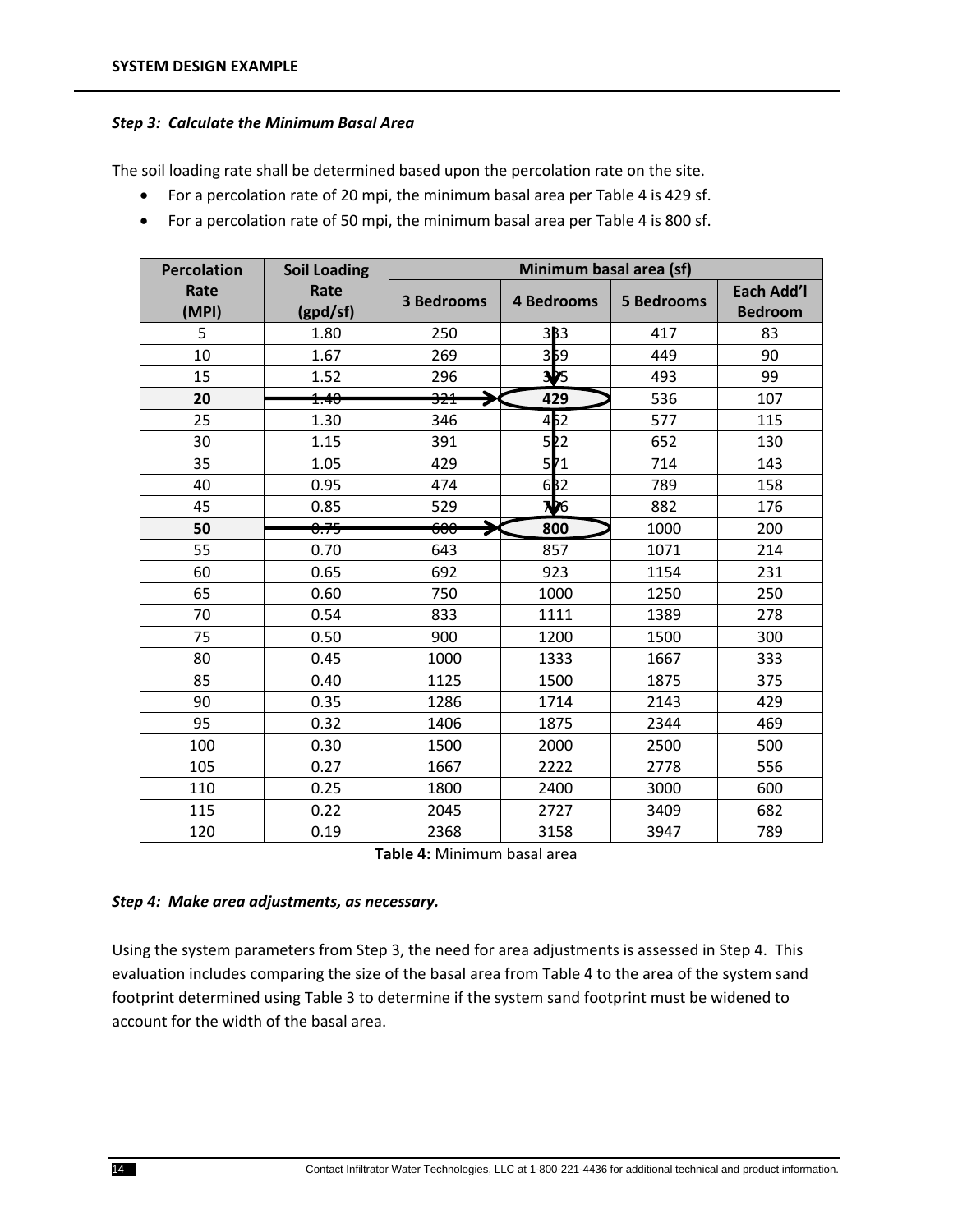### *Step 3: Calculate the Minimum Basal Area*

The soil loading rate shall be determined based upon the percolation rate on the site.

- For a percolation rate of 20 mpi, the minimum basal area per Table 4 is 429 sf.
- For a percolation rate of 50 mpi, the minimum basal area per Table 4 is 800 sf.

| Percolation Rate (MPI) | Soil Loading Rate (gpd/sf) | Minimum basal area (sf) | | | |
|---|---|---|---|---|---|
| | | 3 Bedrooms | 4 Bedrooms | 5 Bedrooms | Each Add'l Bedroom |
| 5 | 1.80 | 250 | 333 | 417 | 83 |
| 10 | 1.67 | 269 | 359 | 449 | 90 |
| 15 | 1.52 | 296 | 395 | 493 | 99 |
| **20** | 1.40 | 321 | **429** | 536 | 107 |
| 25 | 1.30 | 346 | 462 | 577 | 115 |
| 30 | 1.15 | 391 | 522 | 652 | 130 |
| 35 | 1.05 | 429 | 571 | 714 | 143 |
| 40 | 0.95 | 474 | 632 | 789 | 158 |
| 45 | 0.85 | 529 | 706 | 882 | 176 |
| **50** | 0.75 | 600 | **800** | 1000 | 200 |
| 55 | 0.70 | 643 | 857 | 1071 | 214 |
| 60 | 0.65 | 692 | 923 | 1154 | 231 |
| 65 | 0.60 | 750 | 1000 | 1250 | 250 |
| 70 | 0.54 | 833 | 1111 | 1389 | 278 |
| 75 | 0.50 | 900 | 1200 | 1500 | 300 |
| 80 | 0.45 | 1000 | 1333 | 1667 | 333 |
| 85 | 0.40 | 1125 | 1500 | 1875 | 375 |
| 90 | 0.35 | 1286 | 1714 | 2143 | 429 |
| 95 | 0.32 | 1406 | 1875 | 2344 | 469 |
| 100 | 0.30 | 1500 | 2000 | 2500 | 500 |
| 105 | 0.27 | 1667 | 2222 | 2778 | 556 |
| 110 | 0.25 | 1800 | 2400 | 3000 | 600 |
| 115 | 0.22 | 2045 | 2727 | 3409 | 682 |
| 120 | 0.19 | 2368 | 3158 | 3947 | 789 |

**Table 4:** Minimum basal area

### *Step 4: Make area adjustments, as necessary.*

Using the system parameters from Step 3, the need for area adjustments is assessed in Step 4. This evaluation includes comparing the size of the basal area from Table 4 to the area of the system sand footprint determined using Table 3 to determine if the system sand footprint must be widened to account for the width of the basal area.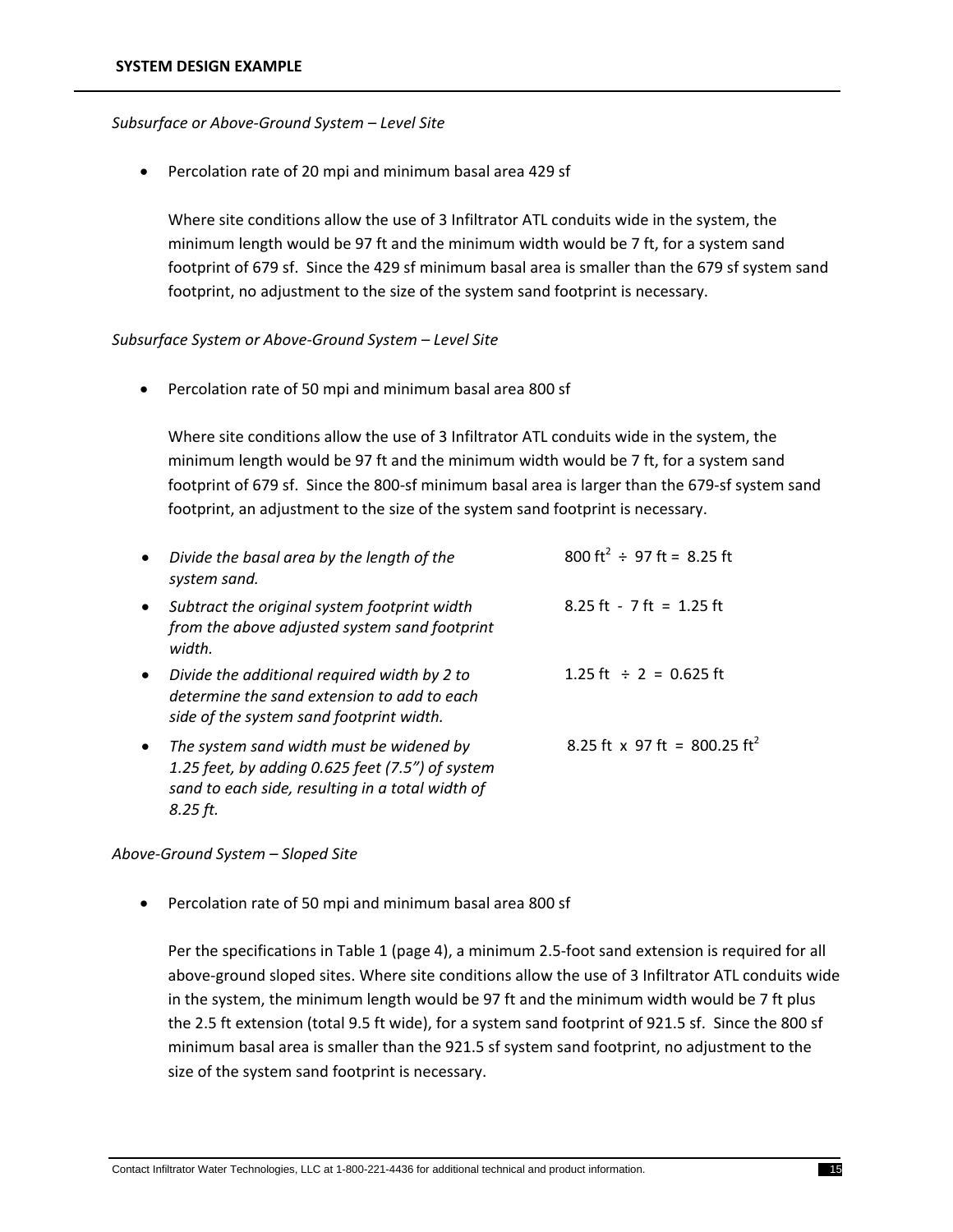## SYSTEM DESIGN EXAMPLE

*Subsurface or Above-Ground System – Level Site*

- Percolation rate of 20 mpi and minimum basal area 429 sf

  Where site conditions allow the use of 3 Infiltrator ATL conduits wide in the system, the minimum length would be 97 ft and the minimum width would be 7 ft, for a system sand footprint of 679 sf. Since the 429 sf minimum basal area is smaller than the 679 sf system sand footprint, no adjustment to the size of the system sand footprint is necessary.

*Subsurface System or Above-Ground System – Level Site*

- Percolation rate of 50 mpi and minimum basal area 800 sf

  Where site conditions allow the use of 3 Infiltrator ATL conduits wide in the system, the minimum length would be 97 ft and the minimum width would be 7 ft, for a system sand footprint of 679 sf. Since the 800-sf minimum basal area is larger than the 679-sf system sand footprint, an adjustment to the size of the system sand footprint is necessary.

- *Divide the basal area by the length of the system sand.* — $800\ \text{ft}^2 \div 97\ \text{ft} = 8.25\ \text{ft}$
- *Subtract the original system footprint width from the above adjusted system sand footprint width.* — $8.25\ \text{ft} - 7\ \text{ft} = 1.25\ \text{ft}$
- *Divide the additional required width by 2 to determine the sand extension to add to each side of the system sand footprint width.* — $1.25\ \text{ft} \div 2 = 0.625\ \text{ft}$
- *The system sand width must be widened by 1.25 feet, by adding 0.625 feet (7.5") of system sand to each side, resulting in a total width of 8.25 ft.* — $8.25\ \text{ft} \times 97\ \text{ft} = 800.25\ \text{ft}^2$

*Above-Ground System – Sloped Site*

- Percolation rate of 50 mpi and minimum basal area 800 sf

  Per the specifications in Table 1 (page 4), a minimum 2.5-foot sand extension is required for all above-ground sloped sites. Where site conditions allow the use of 3 Infiltrator ATL conduits wide in the system, the minimum length would be 97 ft and the minimum width would be 7 ft plus the 2.5 ft extension (total 9.5 ft wide), for a system sand footprint of 921.5 sf. Since the 800 sf minimum basal area is smaller than the 921.5 sf system sand footprint, no adjustment to the size of the system sand footprint is necessary.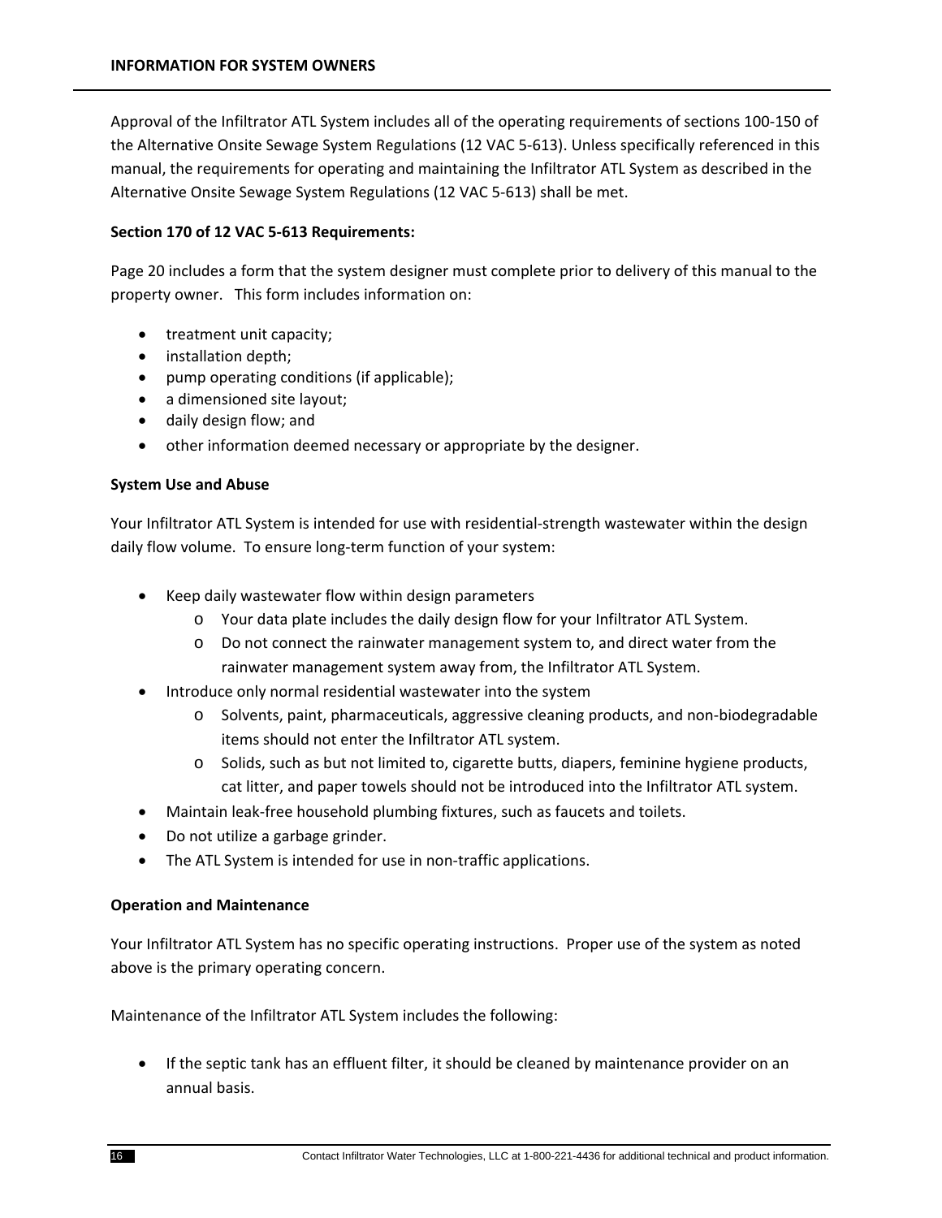## INFORMATION FOR SYSTEM OWNERS

Approval of the Infiltrator ATL System includes all of the operating requirements of sections 100-150 of the Alternative Onsite Sewage System Regulations (12 VAC 5-613). Unless specifically referenced in this manual, the requirements for operating and maintaining the Infiltrator ATL System as described in the Alternative Onsite Sewage System Regulations (12 VAC 5-613) shall be met.

**Section 170 of 12 VAC 5-613 Requirements:**

Page 20 includes a form that the system designer must complete prior to delivery of this manual to the property owner. This form includes information on:

- treatment unit capacity;
- installation depth;
- pump operating conditions (if applicable);
- a dimensioned site layout;
- daily design flow; and
- other information deemed necessary or appropriate by the designer.

**System Use and Abuse**

Your Infiltrator ATL System is intended for use with residential-strength wastewater within the design daily flow volume. To ensure long-term function of your system:

- Keep daily wastewater flow within design parameters
    - Your data plate includes the daily design flow for your Infiltrator ATL System.
    - Do not connect the rainwater management system to, and direct water from the rainwater management system away from, the Infiltrator ATL System.
- Introduce only normal residential wastewater into the system
    - Solvents, paint, pharmaceuticals, aggressive cleaning products, and non-biodegradable items should not enter the Infiltrator ATL system.
    - Solids, such as but not limited to, cigarette butts, diapers, feminine hygiene products, cat litter, and paper towels should not be introduced into the Infiltrator ATL system.
- Maintain leak-free household plumbing fixtures, such as faucets and toilets.
- Do not utilize a garbage grinder.
- The ATL System is intended for use in non-traffic applications.

**Operation and Maintenance**

Your Infiltrator ATL System has no specific operating instructions. Proper use of the system as noted above is the primary operating concern.

Maintenance of the Infiltrator ATL System includes the following:

- If the septic tank has an effluent filter, it should be cleaned by maintenance provider on an annual basis.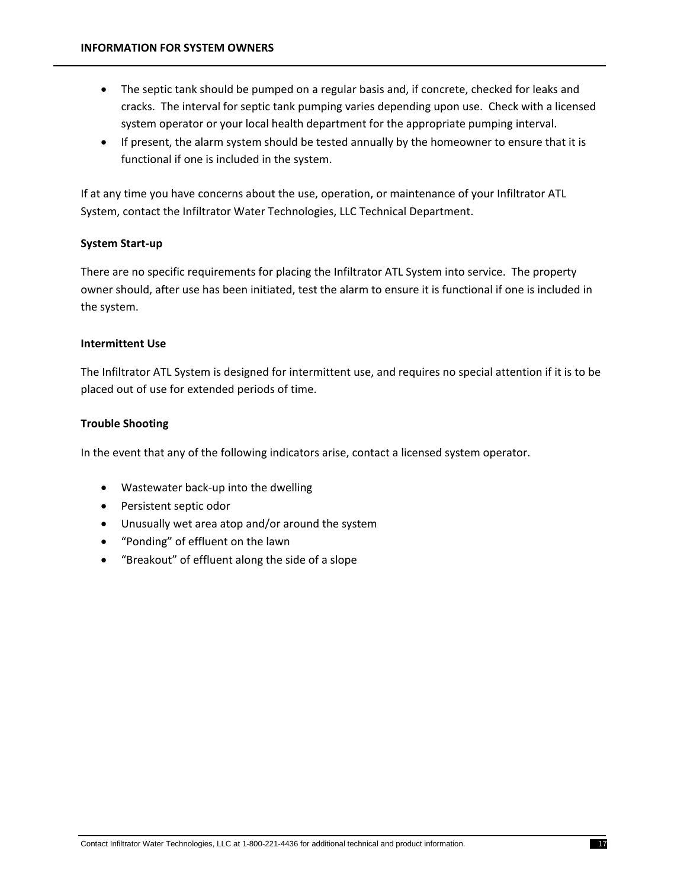- The septic tank should be pumped on a regular basis and, if concrete, checked for leaks and cracks. The interval for septic tank pumping varies depending upon use. Check with a licensed system operator or your local health department for the appropriate pumping interval.
- If present, the alarm system should be tested annually by the homeowner to ensure that it is functional if one is included in the system.

If at any time you have concerns about the use, operation, or maintenance of your Infiltrator ATL System, contact the Infiltrator Water Technologies, LLC Technical Department.

**System Start-up**

There are no specific requirements for placing the Infiltrator ATL System into service. The property owner should, after use has been initiated, test the alarm to ensure it is functional if one is included in the system.

**Intermittent Use**

The Infiltrator ATL System is designed for intermittent use, and requires no special attention if it is to be placed out of use for extended periods of time.

**Trouble Shooting**

In the event that any of the following indicators arise, contact a licensed system operator.

- Wastewater back-up into the dwelling
- Persistent septic odor
- Unusually wet area atop and/or around the system
- “Ponding” of effluent on the lawn
- “Breakout” of effluent along the side of a slope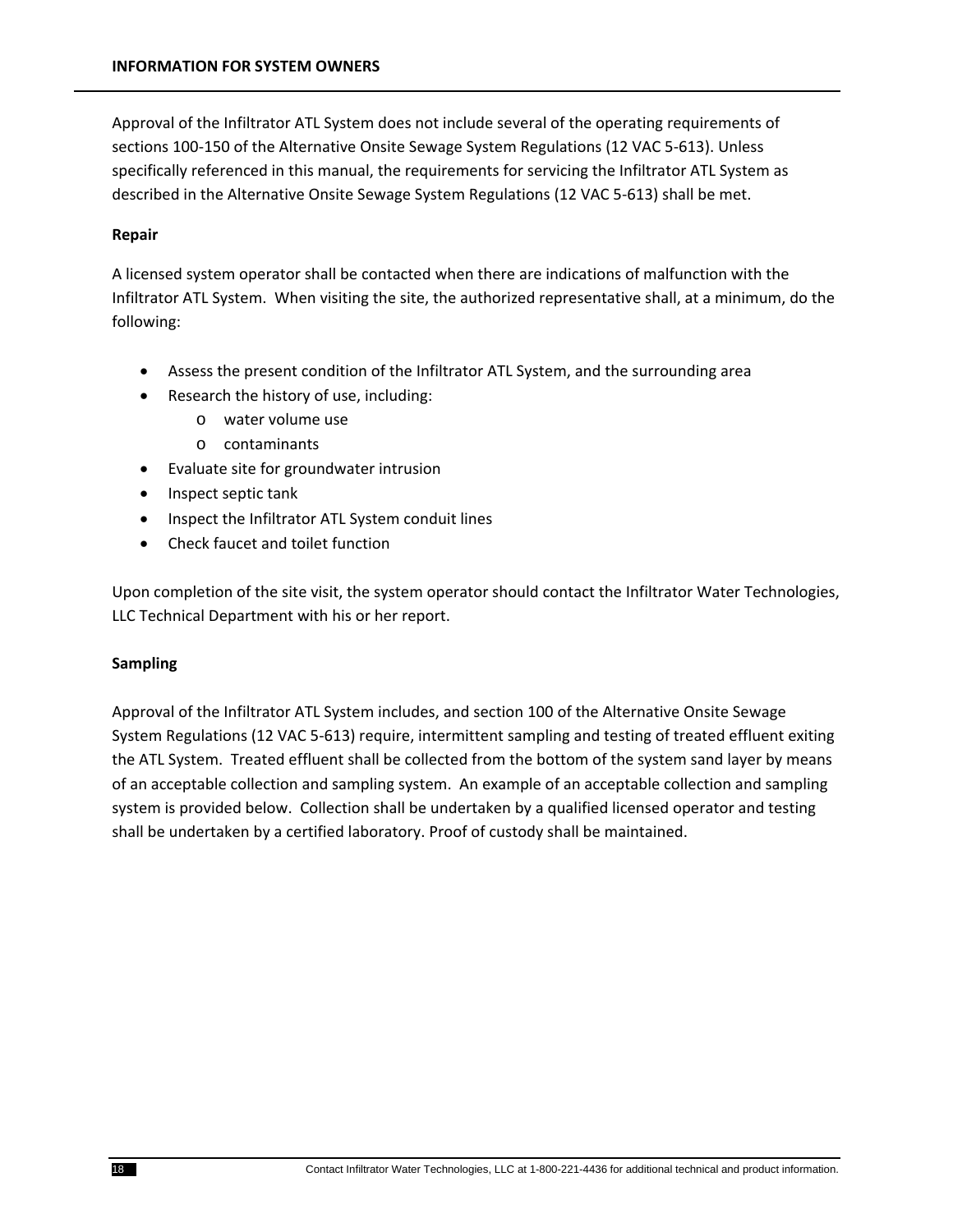Approval of the Infiltrator ATL System does not include several of the operating requirements of sections 100-150 of the Alternative Onsite Sewage System Regulations (12 VAC 5-613). Unless specifically referenced in this manual, the requirements for servicing the Infiltrator ATL System as described in the Alternative Onsite Sewage System Regulations (12 VAC 5-613) shall be met.

**Repair**

A licensed system operator shall be contacted when there are indications of malfunction with the Infiltrator ATL System. When visiting the site, the authorized representative shall, at a minimum, do the following:

- Assess the present condition of the Infiltrator ATL System, and the surrounding area
- Research the history of use, including:
    - water volume use
    - contaminants
- Evaluate site for groundwater intrusion
- Inspect septic tank
- Inspect the Infiltrator ATL System conduit lines
- Check faucet and toilet function

Upon completion of the site visit, the system operator should contact the Infiltrator Water Technologies, LLC Technical Department with his or her report.

**Sampling**

Approval of the Infiltrator ATL System includes, and section 100 of the Alternative Onsite Sewage System Regulations (12 VAC 5-613) require, intermittent sampling and testing of treated effluent exiting the ATL System. Treated effluent shall be collected from the bottom of the system sand layer by means of an acceptable collection and sampling system. An example of an acceptable collection and sampling system is provided below. Collection shall be undertaken by a qualified licensed operator and testing shall be undertaken by a certified laboratory. Proof of custody shall be maintained.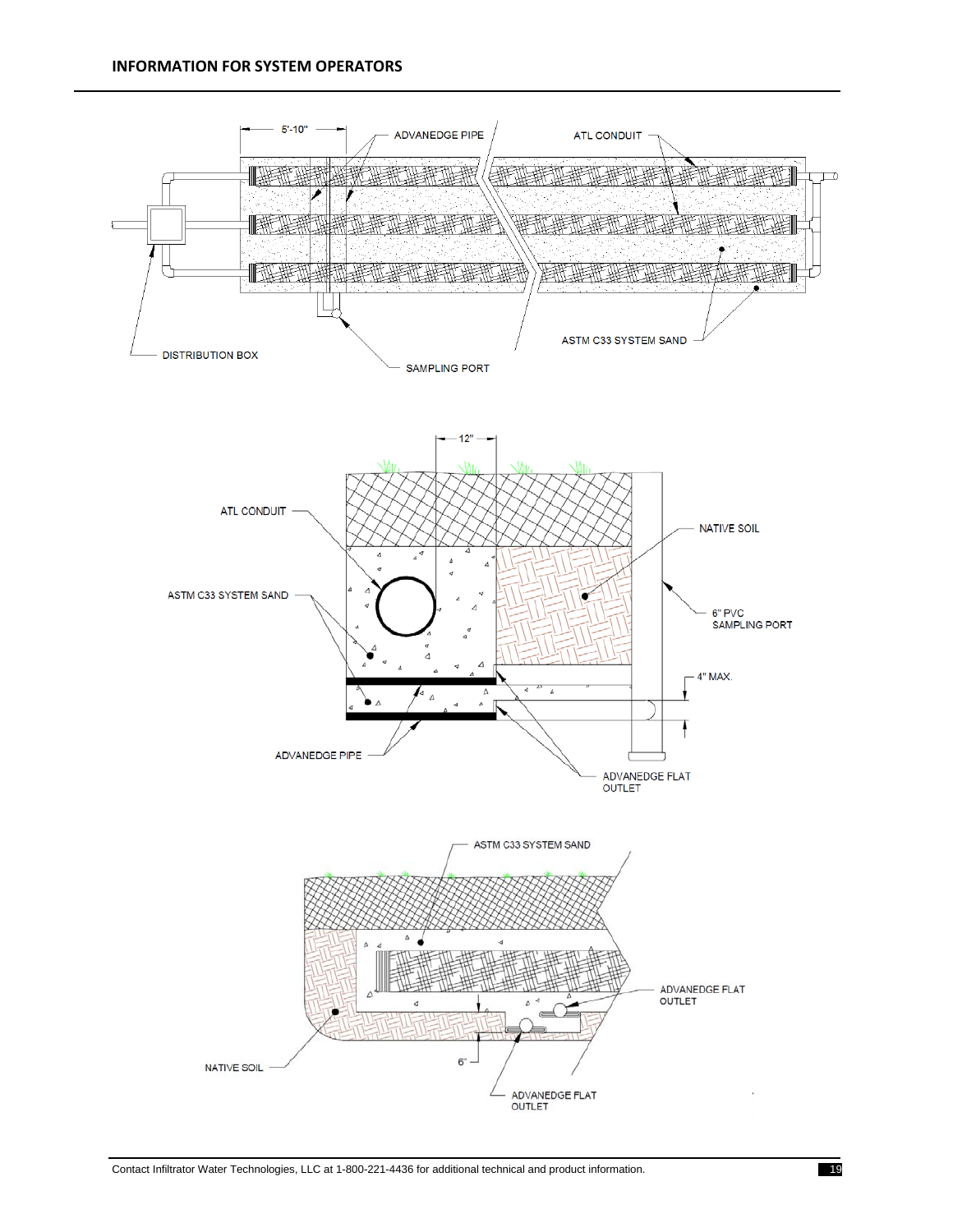## INFORMATION FOR SYSTEM OPERATORS

5'-10"

ADVANEDGE PIPE

ATL CONDUIT

ASTM C33 SYSTEM SAND

DISTRIBUTION BOX

SAMPLING PORT

12"

ATL CONDUIT

NATIVE SOIL

ASTM C33 SYSTEM SAND

6" PVC SAMPLING PORT

4" MAX.

ADVANEDGE PIPE

ADVANEDGE FLAT OUTLET

ASTM C33 SYSTEM SAND

ADVANEDGE FLAT OUTLET

NATIVE SOIL

6"

ADVANEDGE FLAT OUTLET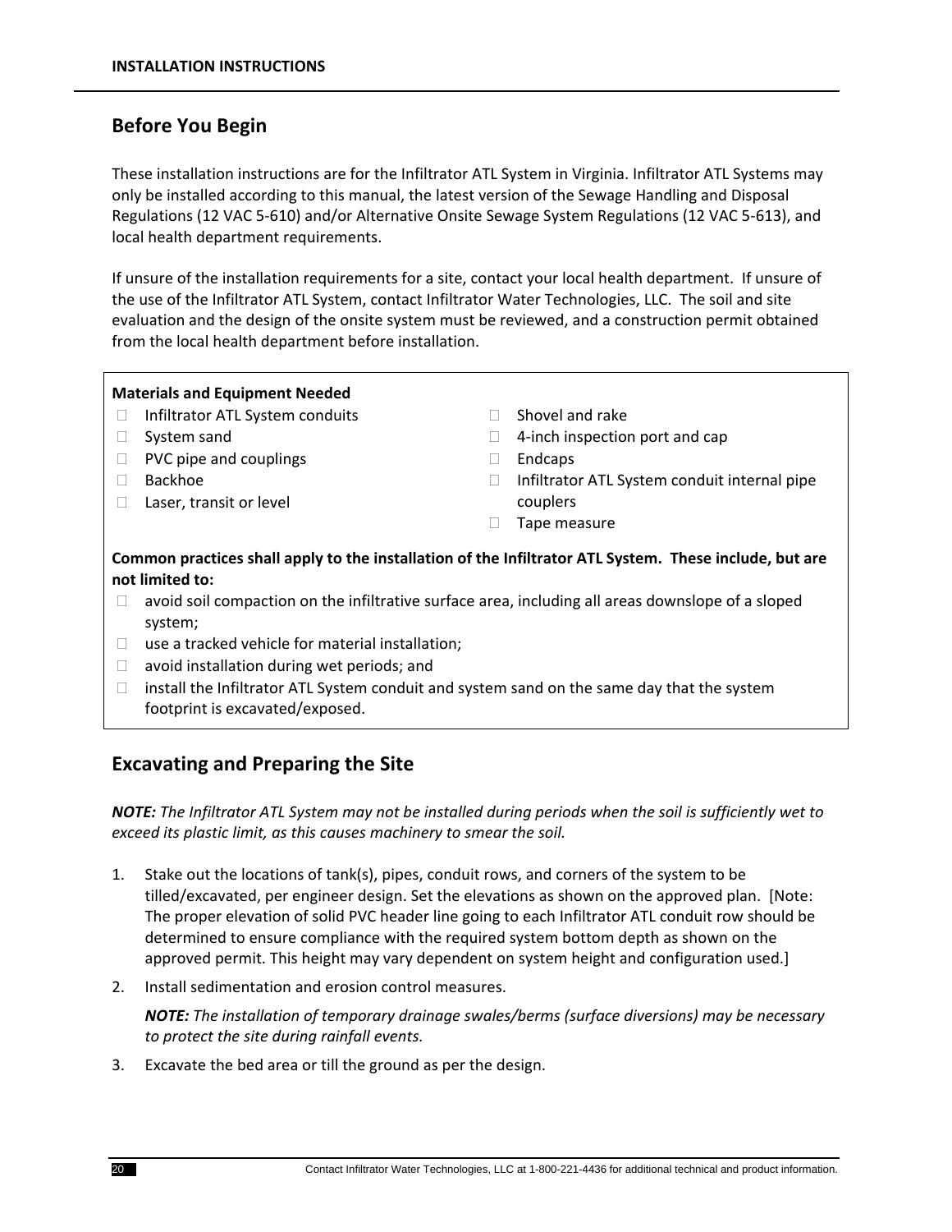## Before You Begin

These installation instructions are for the Infiltrator ATL System in Virginia. Infiltrator ATL Systems may only be installed according to this manual, the latest version of the Sewage Handling and Disposal Regulations (12 VAC 5-610) and/or Alternative Onsite Sewage System Regulations (12 VAC 5-613), and local health department requirements.

If unsure of the installation requirements for a site, contact your local health department. If unsure of the use of the Infiltrator ATL System, contact Infiltrator Water Technologies, LLC. The soil and site evaluation and the design of the onsite system must be reviewed, and a construction permit obtained from the local health department before installation.

**Materials and Equipment Needed**

- Infiltrator ATL System conduits
- System sand
- PVC pipe and couplings
- Backhoe
- Laser, transit or level
- Shovel and rake
- 4-inch inspection port and cap
- Endcaps
- Infiltrator ATL System conduit internal pipe couplers
- Tape measure

**Common practices shall apply to the installation of the Infiltrator ATL System. These include, but are not limited to:**

- avoid soil compaction on the infiltrative surface area, including all areas downslope of a sloped system;
- use a tracked vehicle for material installation;
- avoid installation during wet periods; and
- install the Infiltrator ATL System conduit and system sand on the same day that the system footprint is excavated/exposed.

## Excavating and Preparing the Site

***NOTE:*** *The Infiltrator ATL System may not be installed during periods when the soil is sufficiently wet to exceed its plastic limit, as this causes machinery to smear the soil.*

1. Stake out the locations of tank(s), pipes, conduit rows, and corners of the system to be tilled/excavated, per engineer design. Set the elevations as shown on the approved plan. [Note: The proper elevation of solid PVC header line going to each Infiltrator ATL conduit row should be determined to ensure compliance with the required system bottom depth as shown on the approved permit. This height may vary dependent on system height and configuration used.]
2. Install sedimentation and erosion control measures.

   ***NOTE:*** *The installation of temporary drainage swales/berms (surface diversions) may be necessary to protect the site during rainfall events.*
3. Excavate the bed area or till the ground as per the design.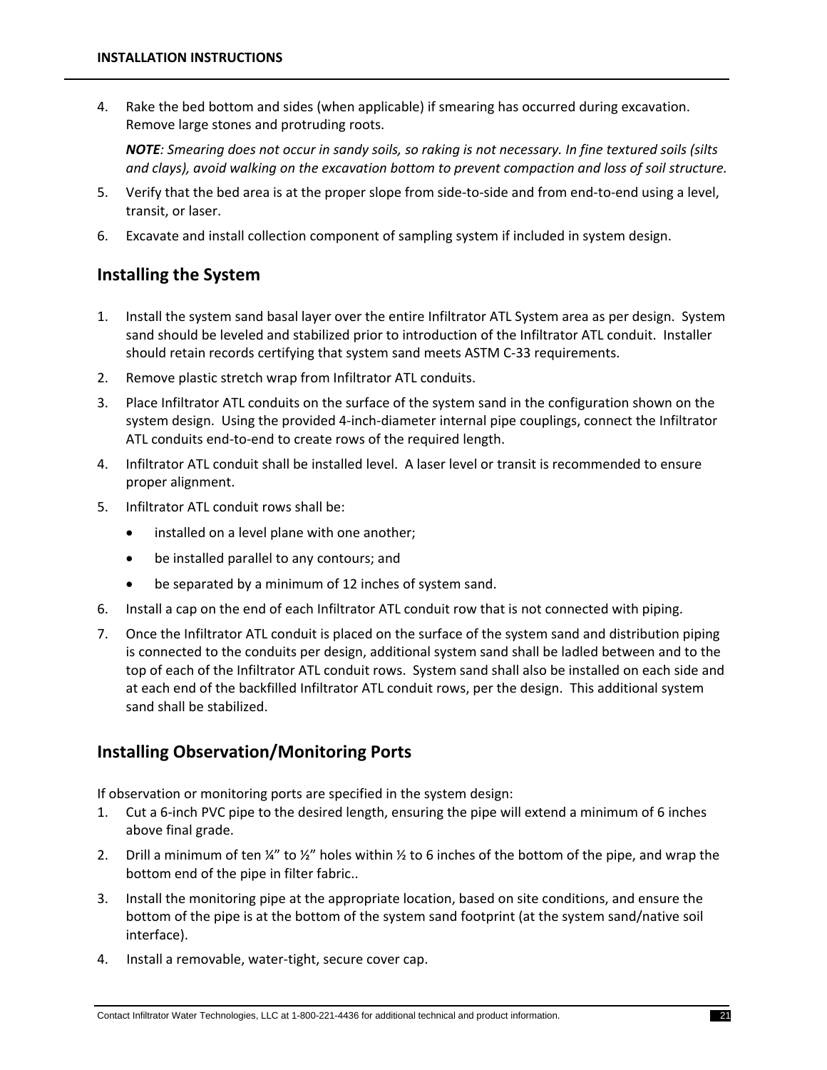4. Rake the bed bottom and sides (when applicable) if smearing has occurred during excavation. Remove large stones and protruding roots.

   ***NOTE****: Smearing does not occur in sandy soils, so raking is not necessary. In fine textured soils (silts and clays), avoid walking on the excavation bottom to prevent compaction and loss of soil structure.*

5. Verify that the bed area is at the proper slope from side-to-side and from end-to-end using a level, transit, or laser.
6. Excavate and install collection component of sampling system if included in system design.

## Installing the System

1. Install the system sand basal layer over the entire Infiltrator ATL System area as per design. System sand should be leveled and stabilized prior to introduction of the Infiltrator ATL conduit. Installer should retain records certifying that system sand meets ASTM C-33 requirements.
2. Remove plastic stretch wrap from Infiltrator ATL conduits.
3. Place Infiltrator ATL conduits on the surface of the system sand in the configuration shown on the system design. Using the provided 4-inch-diameter internal pipe couplings, connect the Infiltrator ATL conduits end-to-end to create rows of the required length.
4. Infiltrator ATL conduit shall be installed level. A laser level or transit is recommended to ensure proper alignment.
5. Infiltrator ATL conduit rows shall be:
   - installed on a level plane with one another;
   - be installed parallel to any contours; and
   - be separated by a minimum of 12 inches of system sand.
6. Install a cap on the end of each Infiltrator ATL conduit row that is not connected with piping.
7. Once the Infiltrator ATL conduit is placed on the surface of the system sand and distribution piping is connected to the conduits per design, additional system sand shall be ladled between and to the top of each of the Infiltrator ATL conduit rows. System sand shall also be installed on each side and at each end of the backfilled Infiltrator ATL conduit rows, per the design. This additional system sand shall be stabilized.

## Installing Observation/Monitoring Ports

If observation or monitoring ports are specified in the system design:

1. Cut a 6-inch PVC pipe to the desired length, ensuring the pipe will extend a minimum of 6 inches above final grade.
2. Drill a minimum of ten ¼" to ½" holes within ½ to 6 inches of the bottom of the pipe, and wrap the bottom end of the pipe in filter fabric..
3. Install the monitoring pipe at the appropriate location, based on site conditions, and ensure the bottom of the pipe is at the bottom of the system sand footprint (at the system sand/native soil interface).
4. Install a removable, water-tight, secure cover cap.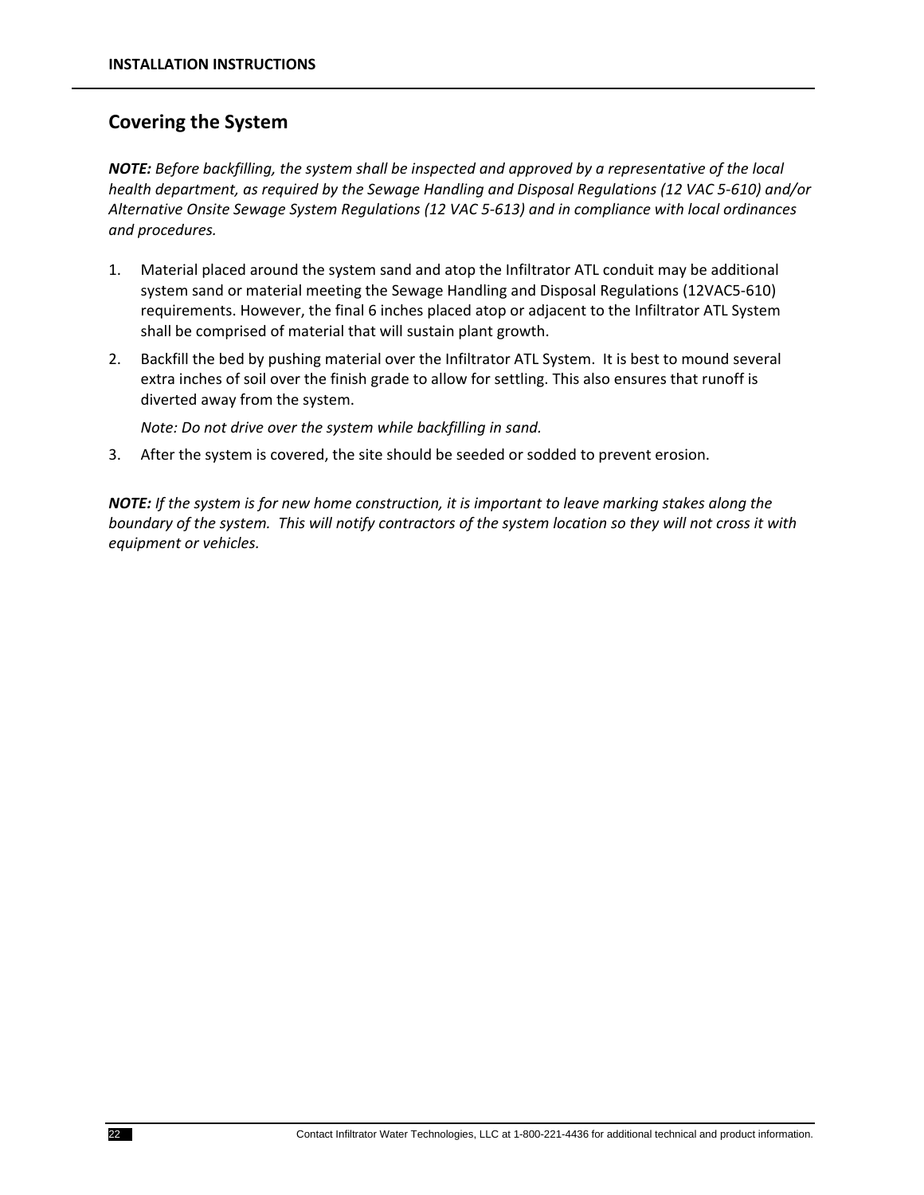## Covering the System

***NOTE:*** *Before backfilling, the system shall be inspected and approved by a representative of the local health department, as required by the Sewage Handling and Disposal Regulations (12 VAC 5-610) and/or Alternative Onsite Sewage System Regulations (12 VAC 5-613) and in compliance with local ordinances and procedures.*

1. Material placed around the system sand and atop the Infiltrator ATL conduit may be additional system sand or material meeting the Sewage Handling and Disposal Regulations (12VAC5-610) requirements. However, the final 6 inches placed atop or adjacent to the Infiltrator ATL System shall be comprised of material that will sustain plant growth.
2. Backfill the bed by pushing material over the Infiltrator ATL System. It is best to mound several extra inches of soil over the finish grade to allow for settling. This also ensures that runoff is diverted away from the system.

   *Note: Do not drive over the system while backfilling in sand.*
3. After the system is covered, the site should be seeded or sodded to prevent erosion.

***NOTE:*** *If the system is for new home construction, it is important to leave marking stakes along the boundary of the system. This will notify contractors of the system location so they will not cross it with equipment or vehicles.*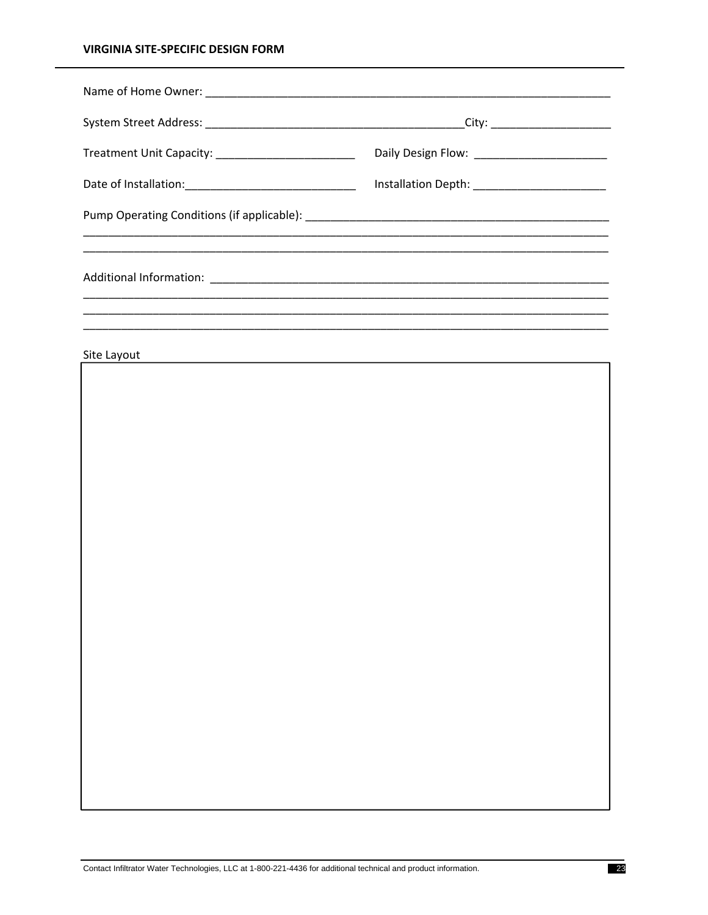## VIRGINIA SITE-SPECIFIC DESIGN FORM

Name of Home Owner: ______________________________________________________________

System Street Address: ________________________________________City: __________________

Treatment Unit Capacity: _____________________ Daily Design Flow: ____________________

Date of Installation:__________________________ Installation Depth: ____________________

Pump Operating Conditions (if applicable): ______________________________________________

_____________________________________________________________________________

_____________________________________________________________________________

Additional Information: ______________________________________________________________

_____________________________________________________________________________

_____________________________________________________________________________

_____________________________________________________________________________

Site Layout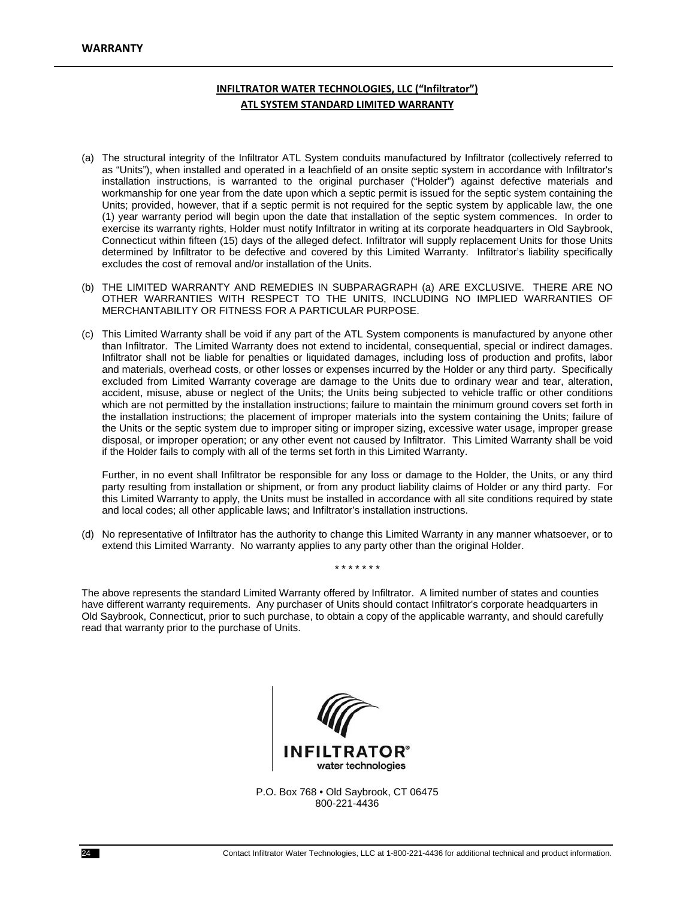# WARRANTY

**INFILTRATOR WATER TECHNOLOGIES, LLC ("Infiltrator")**
**ATL SYSTEM STANDARD LIMITED WARRANTY**

(a) The structural integrity of the Infiltrator ATL System conduits manufactured by Infiltrator (collectively referred to as "Units"), when installed and operated in a leachfield of an onsite septic system in accordance with Infiltrator's installation instructions, is warranted to the original purchaser ("Holder") against defective materials and workmanship for one year from the date upon which a septic permit is issued for the septic system containing the Units; provided, however, that if a septic permit is not required for the septic system by applicable law, the one (1) year warranty period will begin upon the date that installation of the septic system commences. In order to exercise its warranty rights, Holder must notify Infiltrator in writing at its corporate headquarters in Old Saybrook, Connecticut within fifteen (15) days of the alleged defect. Infiltrator will supply replacement Units for those Units determined by Infiltrator to be defective and covered by this Limited Warranty. Infiltrator's liability specifically excludes the cost of removal and/or installation of the Units.

(b) THE LIMITED WARRANTY AND REMEDIES IN SUBPARAGRAPH (a) ARE EXCLUSIVE. THERE ARE NO OTHER WARRANTIES WITH RESPECT TO THE UNITS, INCLUDING NO IMPLIED WARRANTIES OF MERCHANTABILITY OR FITNESS FOR A PARTICULAR PURPOSE.

(c) This Limited Warranty shall be void if any part of the ATL System components is manufactured by anyone other than Infiltrator. The Limited Warranty does not extend to incidental, consequential, special or indirect damages. Infiltrator shall not be liable for penalties or liquidated damages, including loss of production and profits, labor and materials, overhead costs, or other losses or expenses incurred by the Holder or any third party. Specifically excluded from Limited Warranty coverage are damage to the Units due to ordinary wear and tear, alteration, accident, misuse, abuse or neglect of the Units; the Units being subjected to vehicle traffic or other conditions which are not permitted by the installation instructions; failure to maintain the minimum ground covers set forth in the installation instructions; the placement of improper materials into the system containing the Units; failure of the Units or the septic system due to improper siting or improper sizing, excessive water usage, improper grease disposal, or improper operation; or any other event not caused by Infiltrator. This Limited Warranty shall be void if the Holder fails to comply with all of the terms set forth in this Limited Warranty.

Further, in no event shall Infiltrator be responsible for any loss or damage to the Holder, the Units, or any third party resulting from installation or shipment, or from any product liability claims of Holder or any third party. For this Limited Warranty to apply, the Units must be installed in accordance with all site conditions required by state and local codes; all other applicable laws; and Infiltrator's installation instructions.

(d) No representative of Infiltrator has the authority to change this Limited Warranty in any manner whatsoever, or to extend this Limited Warranty. No warranty applies to any party other than the original Holder.

\* \* \* \* \* \* \*

The above represents the standard Limited Warranty offered by Infiltrator. A limited number of states and counties have different warranty requirements. Any purchaser of Units should contact Infiltrator's corporate headquarters in Old Saybrook, Connecticut, prior to such purchase, to obtain a copy of the applicable warranty, and should carefully read that warranty prior to the purchase of Units.

INFILTRATOR® water technologies

P.O. Box 768 • Old Saybrook, CT 06475
800-221-4436

Contact Infiltrator Water Technologies, LLC at 1-800-221-4436 for additional technical and product information.